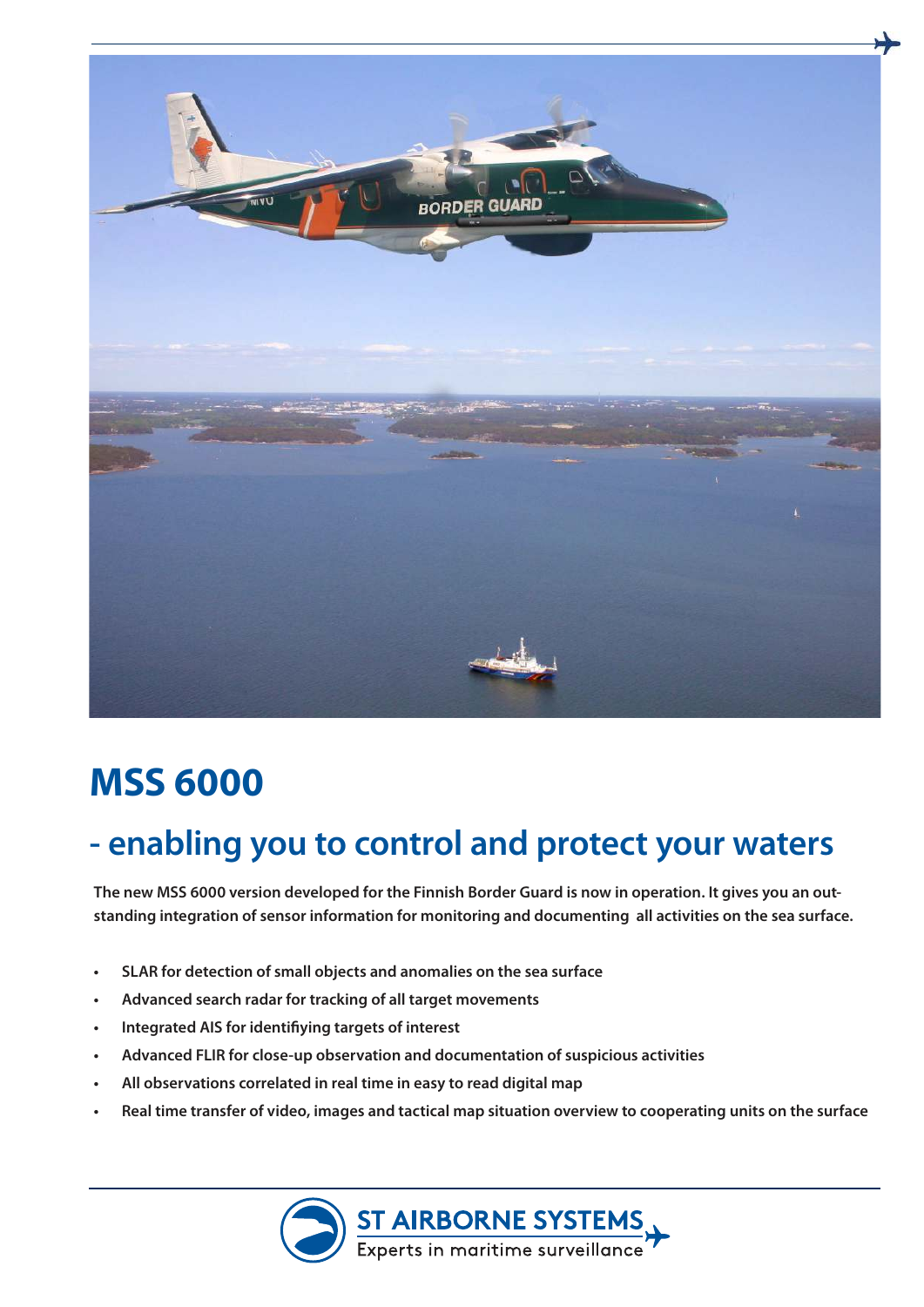# MSS 6000

## - enabling you to control and protect your waters

**The new MSS 6000 version developed for the Finnish Border Guard is now in operation. It gives you an outstanding integration of sensor information for monitoring and documenting all activities on the sea surface.**

- **SLAR for detection of small objects and anomalies on the sea surface**
- **Advanced search radar for tracking of all target movements**
- **Integrated AIS for identifiying targets of interest**
- **Advanced FLIR for close-up observation and documentation of suspicious activities**
- **All observations correlated in real time in easy to read digital map**
- **Real time transfer of video, images and tactical map situation overview to cooperating units on the surface**

ST AIRBORNE SYSTEMS
Experts in maritime surveillance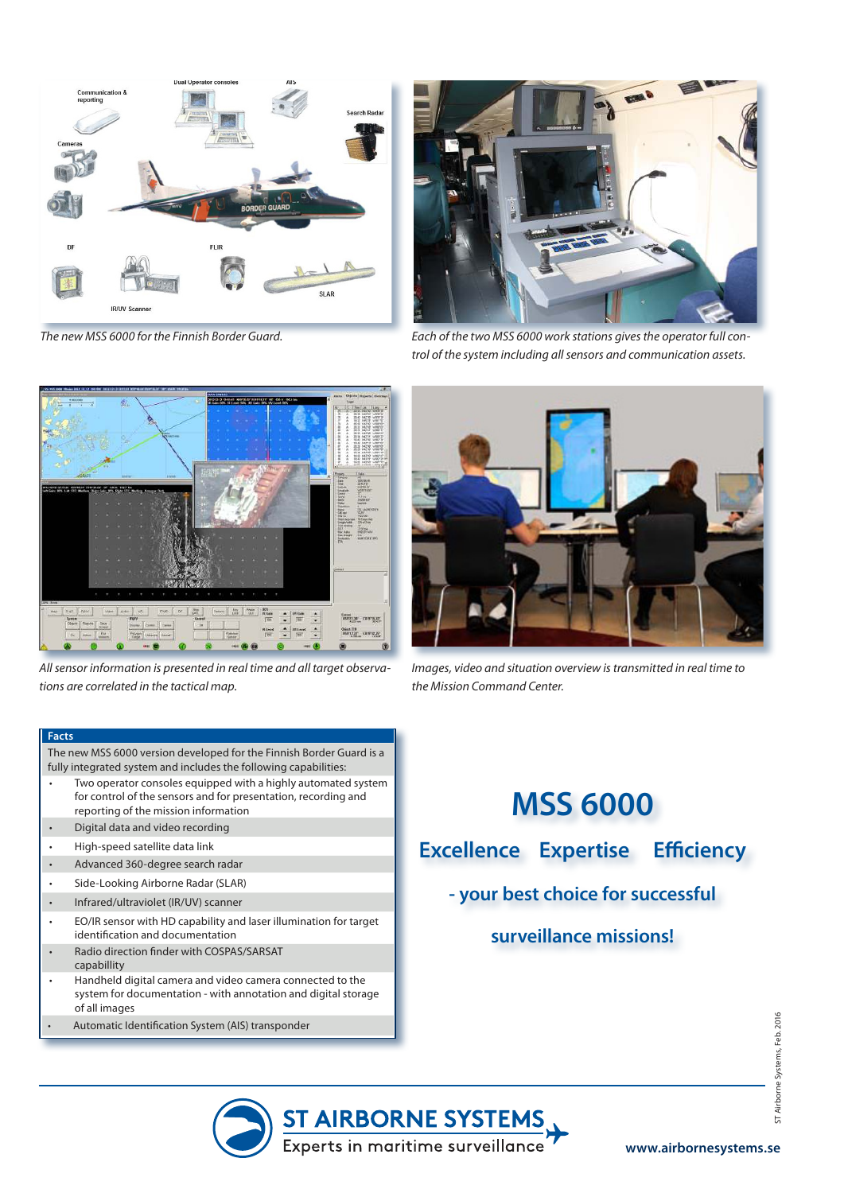*The new MSS 6000 for the Finnish Border Guard.*

*Each of the two MSS 6000 work stations gives the operator full control of the system including all sensors and communication assets.*

*All sensor information is presented in real time and all target observations are correlated in the tactical map.*

*Images, video and situation overview is transmitted in real time to the Mission Command Center.*

## Facts

The new MSS 6000 version developed for the Finnish Border Guard is a fully integrated system and includes the following capabilities:

- Two operator consoles equipped with a highly automated system for control of the sensors and for presentation, recording and reporting of the mission information
- Digital data and video recording
- High-speed satellite data link
- Advanced 360-degree search radar
- Side-Looking Airborne Radar (SLAR)
- Infrared/ultraviolet (IR/UV) scanner
- EO/IR sensor with HD capability and laser illumination for target identification and documentation
- Radio direction finder with COSPAS/SARSAT capability
- Handheld digital camera and video camera connected to the system for documentation - with annotation and digital storage of all images
- Automatic Identification System (AIS) transponder

# MSS 6000

## Excellence Expertise Efficiency

## - your best choice for successful surveillance missions!

ST Airborne Systems, Feb. 2016

**ST AIRBORNE SYSTEMS**
Experts in maritime surveillance

**www.airbornesystems.se**